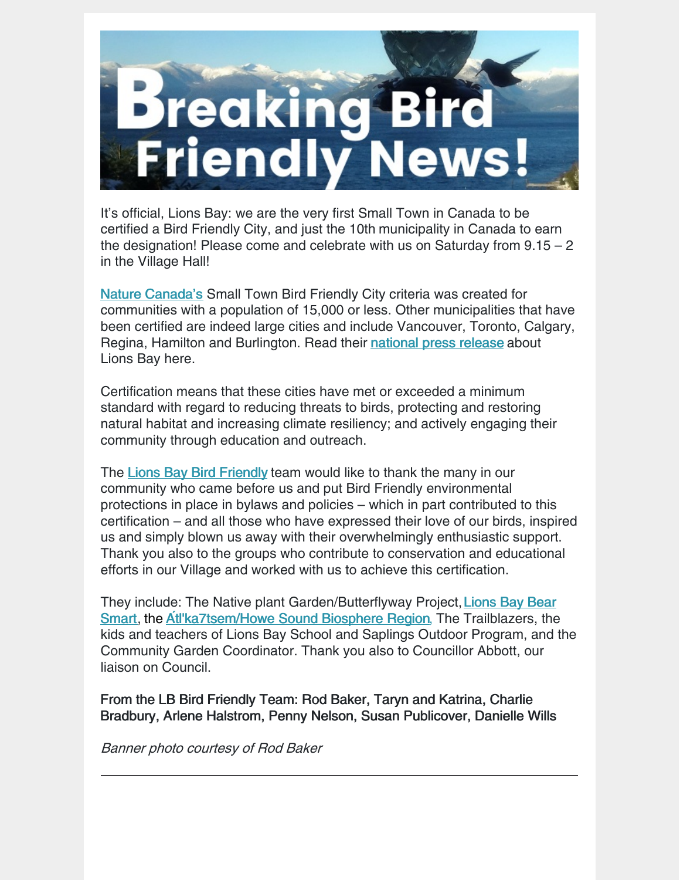# Breaking Bird Friendly News!

It's official, Lions Bay: we are the very first Small Town in Canada to be certified a Bird Friendly City, and just the 10th municipality in Canada to earn the designation! Please come and celebrate with us on Saturday from 9.15 – 2 in the Village Hall!

Nature Canada's Small Town Bird Friendly City criteria was created for communities with a population of 15,000 or less. Other municipalities that have been certified are indeed large cities and include Vancouver, Toronto, Calgary, Regina, Hamilton and Burlington. Read their national press release about Lions Bay here.

Certification means that these cities have met or exceeded a minimum standard with regard to reducing threats to birds, protecting and restoring natural habitat and increasing climate resiliency; and actively engaging their community through education and outreach.

The Lions Bay Bird Friendly team would like to thank the many in our community who came before us and put Bird Friendly environmental protections in place in bylaws and policies – which in part contributed to this certification – and all those who have expressed their love of our birds, inspired us and simply blown us away with their overwhelmingly enthusiastic support. Thank you also to the groups who contribute to conservation and educational efforts in our Village and worked with us to achieve this certification.

They include: The Native plant Garden/Butterflyway Project, Lions Bay Bear Smart, the Átl'ka7tsem/Howe Sound Biosphere Region, The Trailblazers, the kids and teachers of Lions Bay School and Saplings Outdoor Program, and the Community Garden Coordinator. Thank you also to Councillor Abbott, our liaison on Council.

From the LB Bird Friendly Team: Rod Baker, Taryn and Katrina, Charlie Bradbury, Arlene Halstrom, Penny Nelson, Susan Publicover, Danielle Wills

*Banner photo courtesy of Rod Baker*

---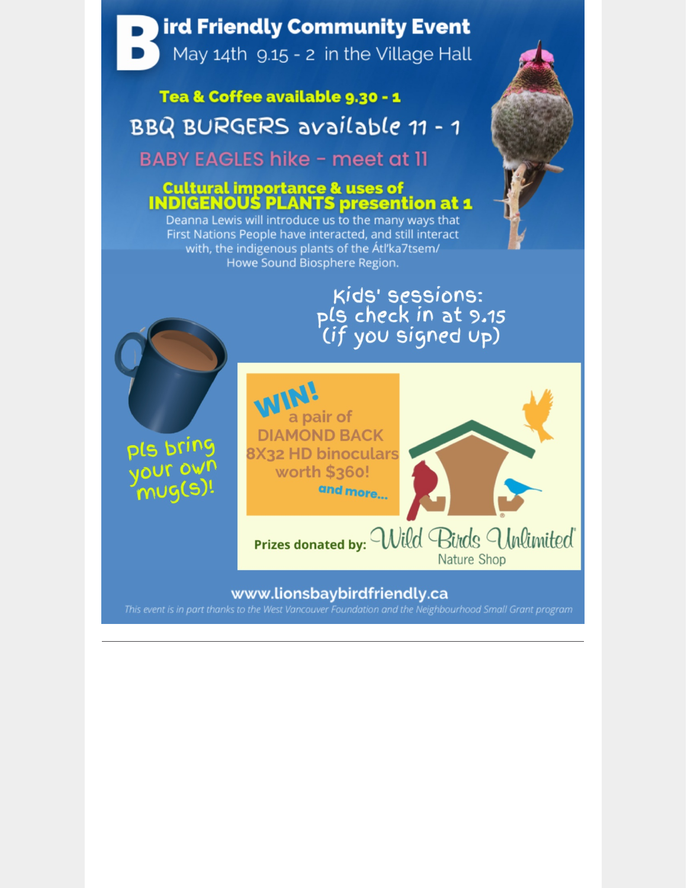# Bird Friendly Community Event

May 14th 9.15 - 2 in the Village Hall

**Tea & Coffee available 9.30 - 1**

BBQ BURGERS available 11 - 1

BABY EAGLES hike - meet at 11

**Cultural importance & uses of INDIGENOUS PLANTS presention at 1**

Deanna Lewis will introduce us to the many ways that First Nations People have interacted, and still interact with, the indigenous plants of the Átl'ka7tsem/ Howe Sound Biosphere Region.

Kids' sessions: pls check in at 9.15 (if you signed up)

pls bring your own mug(s)!

**WIN!** a pair of DIAMOND BACK 8X32 HD binoculars worth $360! and more...

**Prizes donated by:** Wild Birds Unlimited Nature Shop

www.lionsbaybirdfriendly.ca

*This event is in part thanks to the West Vancouver Foundation and the Neighbourhood Small Grant program*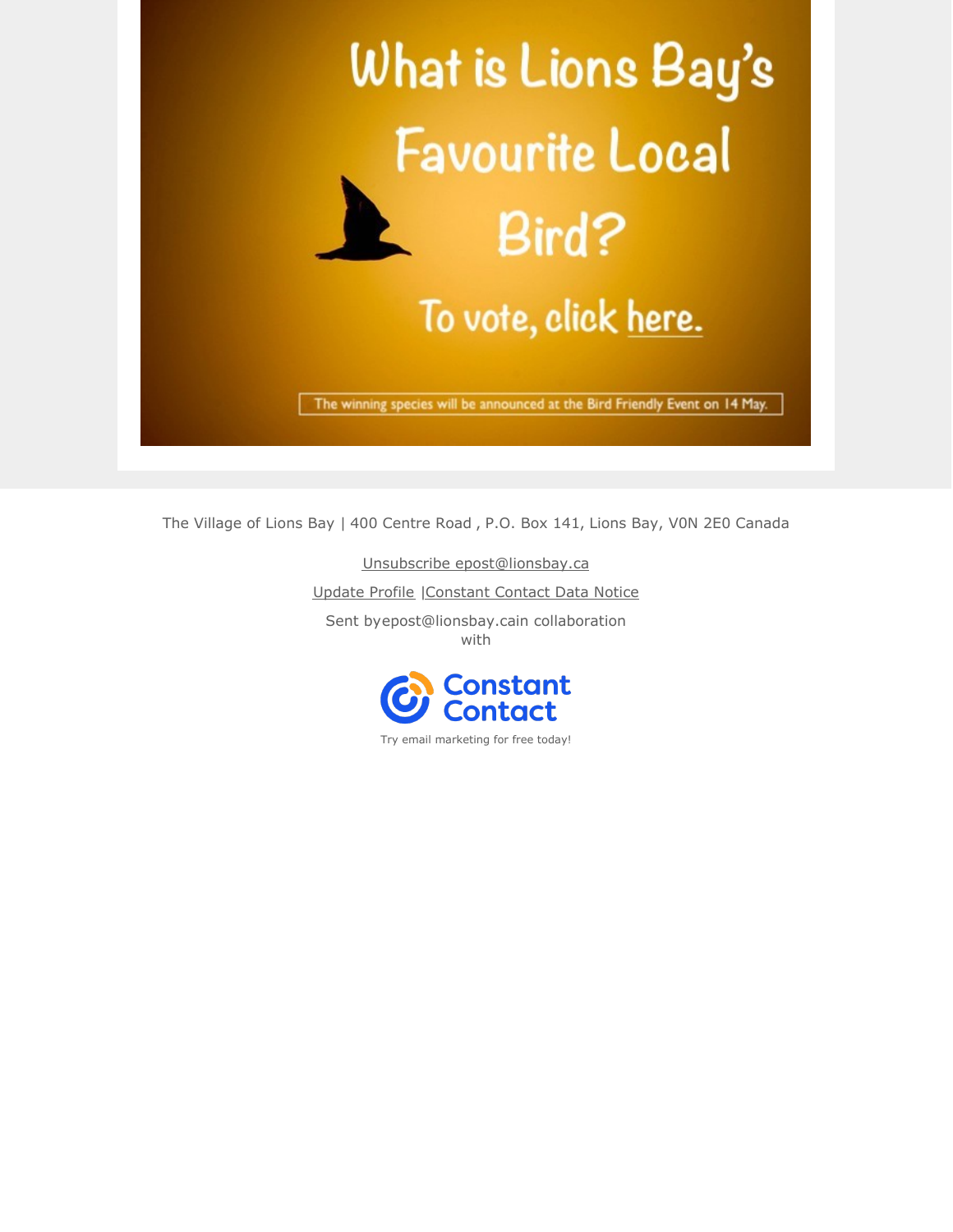# What is Lions Bay's Favourite Local Bird?

To vote, click here.

The winning species will be announced at the Bird Friendly Event on 14 May.

The Village of Lions Bay | 400 Centre Road , P.O. Box 141, Lions Bay, V0N 2E0 Canada

Unsubscribe epost@lionsbay.ca

Update Profile |Constant Contact Data Notice

Sent byepost@lionsbay.cain collaboration with

Constant Contact

Try email marketing for free today!